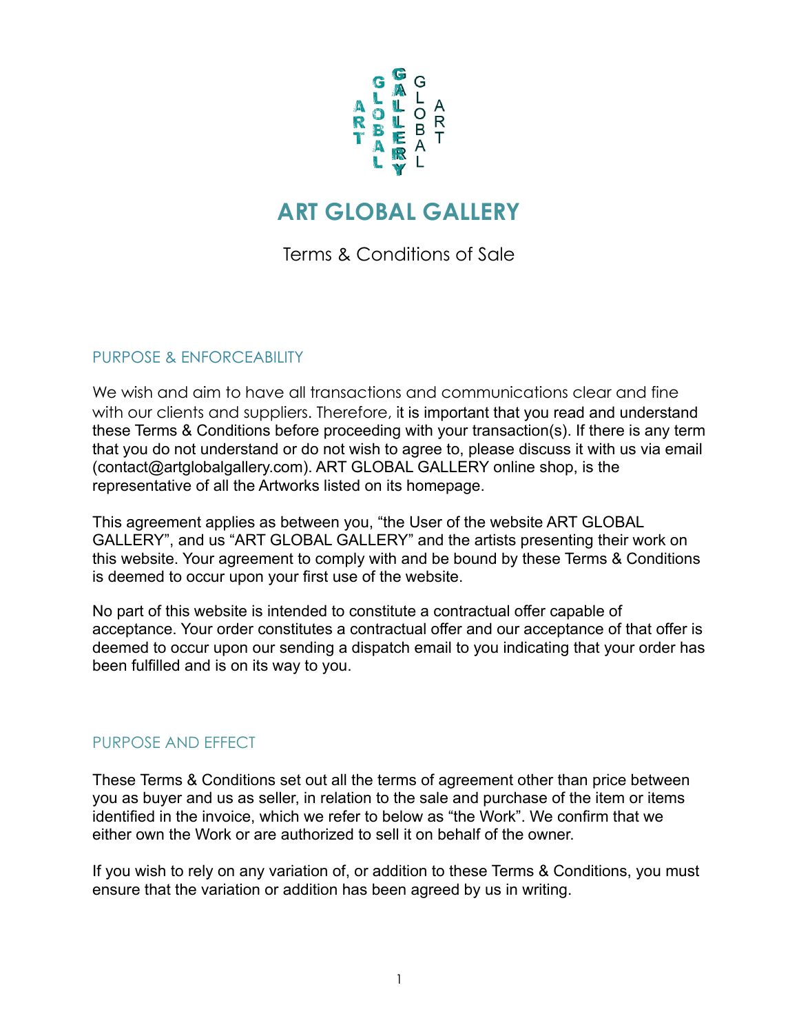# ART GLOBAL GALLERY

Terms & Conditions of Sale

## PURPOSE & ENFORCEABILITY

We wish and aim to have all transactions and communications clear and fine with our clients and suppliers. Therefore, it is important that you read and understand these Terms & Conditions before proceeding with your transaction(s). If there is any term that you do not understand or do not wish to agree to, please discuss it with us via email (contact@artglobalgallery.com). ART GLOBAL GALLERY online shop, is the representative of all the Artworks listed on its homepage.

This agreement applies as between you, "the User of the website ART GLOBAL GALLERY", and us "ART GLOBAL GALLERY" and the artists presenting their work on this website. Your agreement to comply with and be bound by these Terms & Conditions is deemed to occur upon your first use of the website.

No part of this website is intended to constitute a contractual offer capable of acceptance. Your order constitutes a contractual offer and our acceptance of that offer is deemed to occur upon our sending a dispatch email to you indicating that your order has been fulfilled and is on its way to you.

## PURPOSE AND EFFECT

These Terms & Conditions set out all the terms of agreement other than price between you as buyer and us as seller, in relation to the sale and purchase of the item or items identified in the invoice, which we refer to below as "the Work". We confirm that we either own the Work or are authorized to sell it on behalf of the owner.

If you wish to rely on any variation of, or addition to these Terms & Conditions, you must ensure that the variation or addition has been agreed by us in writing.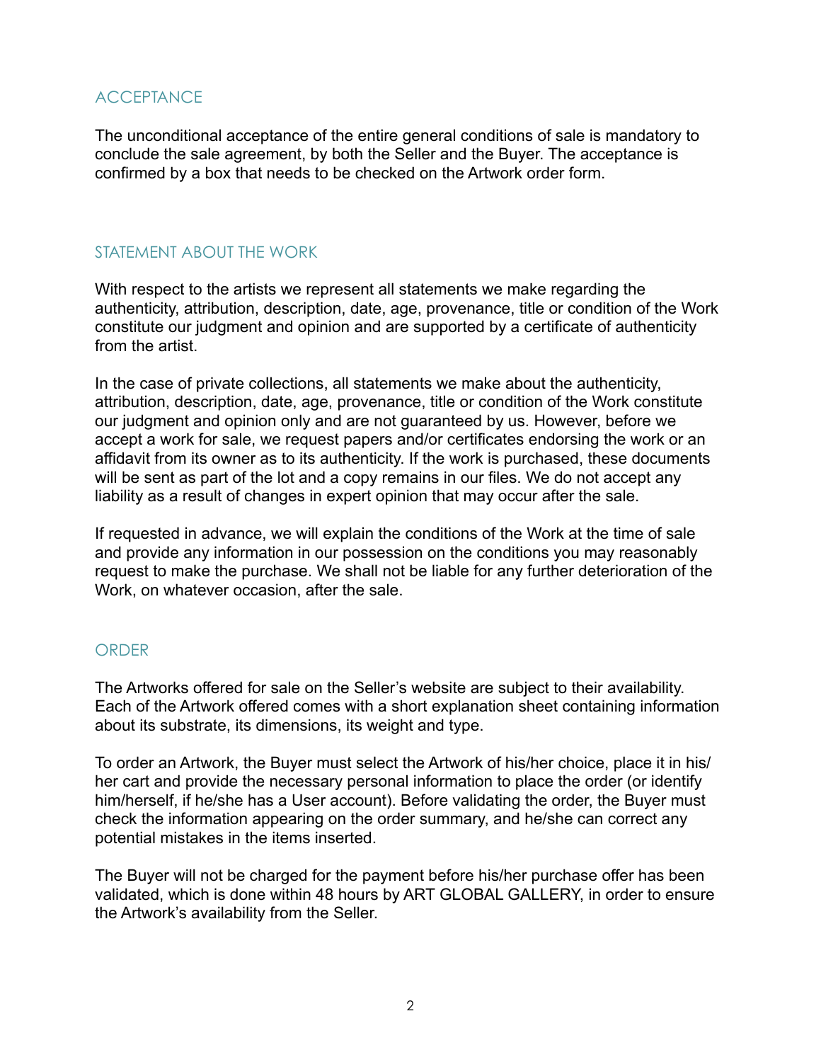## ACCEPTANCE

The unconditional acceptance of the entire general conditions of sale is mandatory to conclude the sale agreement, by both the Seller and the Buyer. The acceptance is confirmed by a box that needs to be checked on the Artwork order form.

## STATEMENT ABOUT THE WORK

With respect to the artists we represent all statements we make regarding the authenticity, attribution, description, date, age, provenance, title or condition of the Work constitute our judgment and opinion and are supported by a certificate of authenticity from the artist.

In the case of private collections, all statements we make about the authenticity, attribution, description, date, age, provenance, title or condition of the Work constitute our judgment and opinion only and are not guaranteed by us. However, before we accept a work for sale, we request papers and/or certificates endorsing the work or an affidavit from its owner as to its authenticity. If the work is purchased, these documents will be sent as part of the lot and a copy remains in our files. We do not accept any liability as a result of changes in expert opinion that may occur after the sale.

If requested in advance, we will explain the conditions of the Work at the time of sale and provide any information in our possession on the conditions you may reasonably request to make the purchase. We shall not be liable for any further deterioration of the Work, on whatever occasion, after the sale.

## ORDER

The Artworks offered for sale on the Seller's website are subject to their availability. Each of the Artwork offered comes with a short explanation sheet containing information about its substrate, its dimensions, its weight and type.

To order an Artwork, the Buyer must select the Artwork of his/her choice, place it in his/her cart and provide the necessary personal information to place the order (or identify him/herself, if he/she has a User account). Before validating the order, the Buyer must check the information appearing on the order summary, and he/she can correct any potential mistakes in the items inserted.

The Buyer will not be charged for the payment before his/her purchase offer has been validated, which is done within 48 hours by ART GLOBAL GALLERY, in order to ensure the Artwork's availability from the Seller.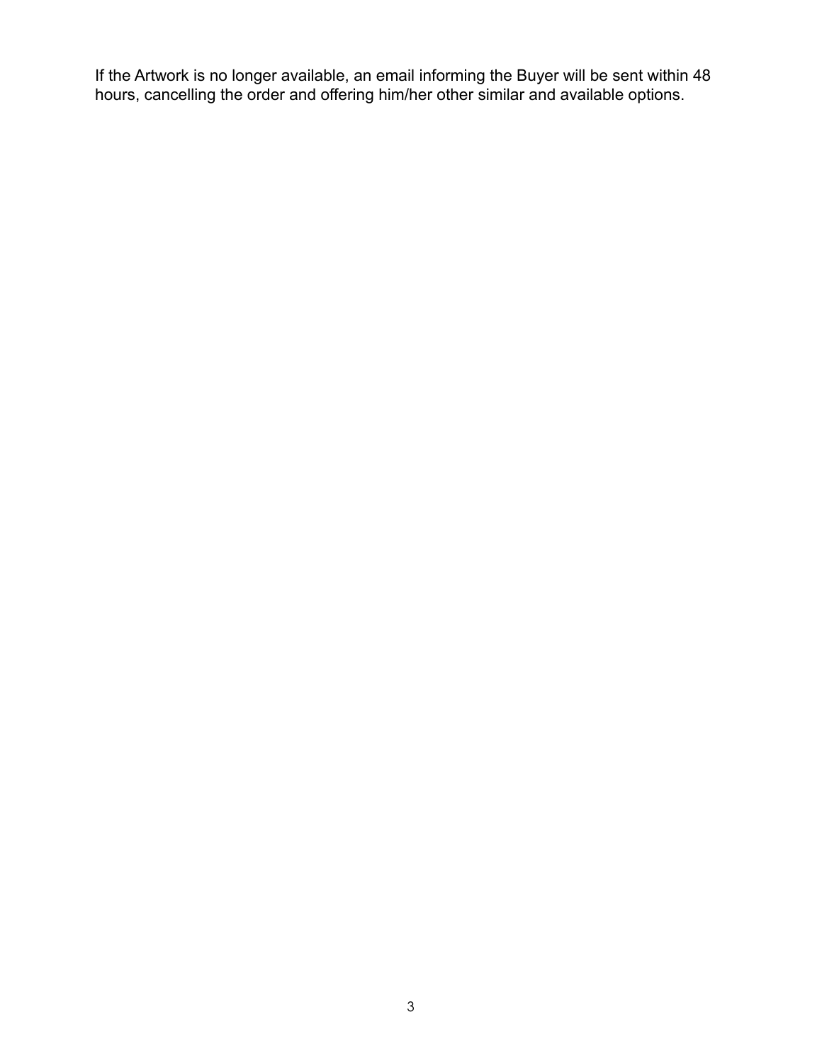If the Artwork is no longer available, an email informing the Buyer will be sent within 48 hours, cancelling the order and offering him/her other similar and available options.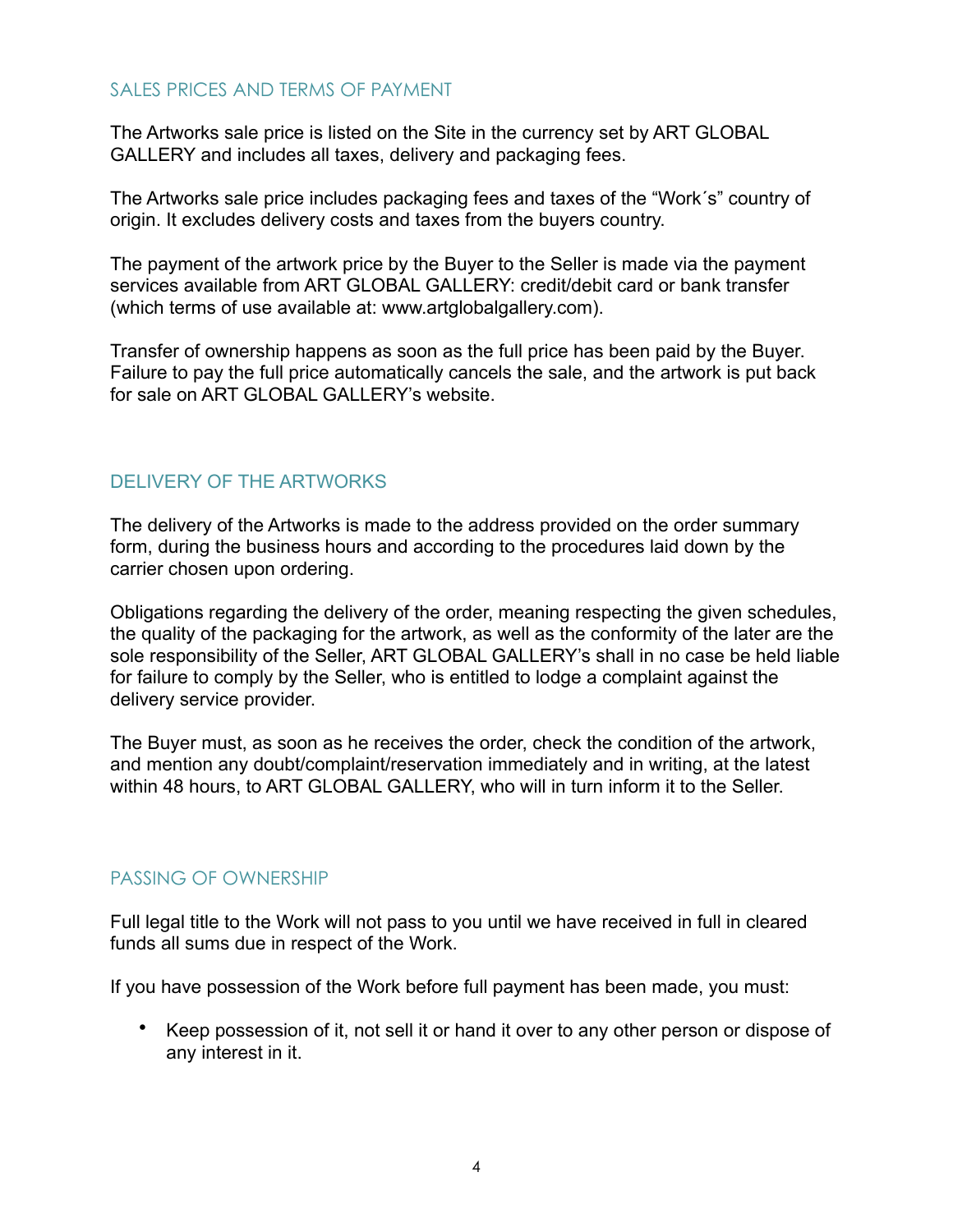## SALES PRICES AND TERMS OF PAYMENT

The Artworks sale price is listed on the Site in the currency set by ART GLOBAL GALLERY and includes all taxes, delivery and packaging fees.

The Artworks sale price includes packaging fees and taxes of the "Work´s" country of origin. It excludes delivery costs and taxes from the buyers country.

The payment of the artwork price by the Buyer to the Seller is made via the payment services available from ART GLOBAL GALLERY: credit/debit card or bank transfer (which terms of use available at: www.artglobalgallery.com).

Transfer of ownership happens as soon as the full price has been paid by the Buyer. Failure to pay the full price automatically cancels the sale, and the artwork is put back for sale on ART GLOBAL GALLERY's website.

## DELIVERY OF THE ARTWORKS

The delivery of the Artworks is made to the address provided on the order summary form, during the business hours and according to the procedures laid down by the carrier chosen upon ordering.

Obligations regarding the delivery of the order, meaning respecting the given schedules, the quality of the packaging for the artwork, as well as the conformity of the later are the sole responsibility of the Seller, ART GLOBAL GALLERY's shall in no case be held liable for failure to comply by the Seller, who is entitled to lodge a complaint against the delivery service provider.

The Buyer must, as soon as he receives the order, check the condition of the artwork, and mention any doubt/complaint/reservation immediately and in writing, at the latest within 48 hours, to ART GLOBAL GALLERY, who will in turn inform it to the Seller.

## PASSING OF OWNERSHIP

Full legal title to the Work will not pass to you until we have received in full in cleared funds all sums due in respect of the Work.

If you have possession of the Work before full payment has been made, you must:

- Keep possession of it, not sell it or hand it over to any other person or dispose of any interest in it.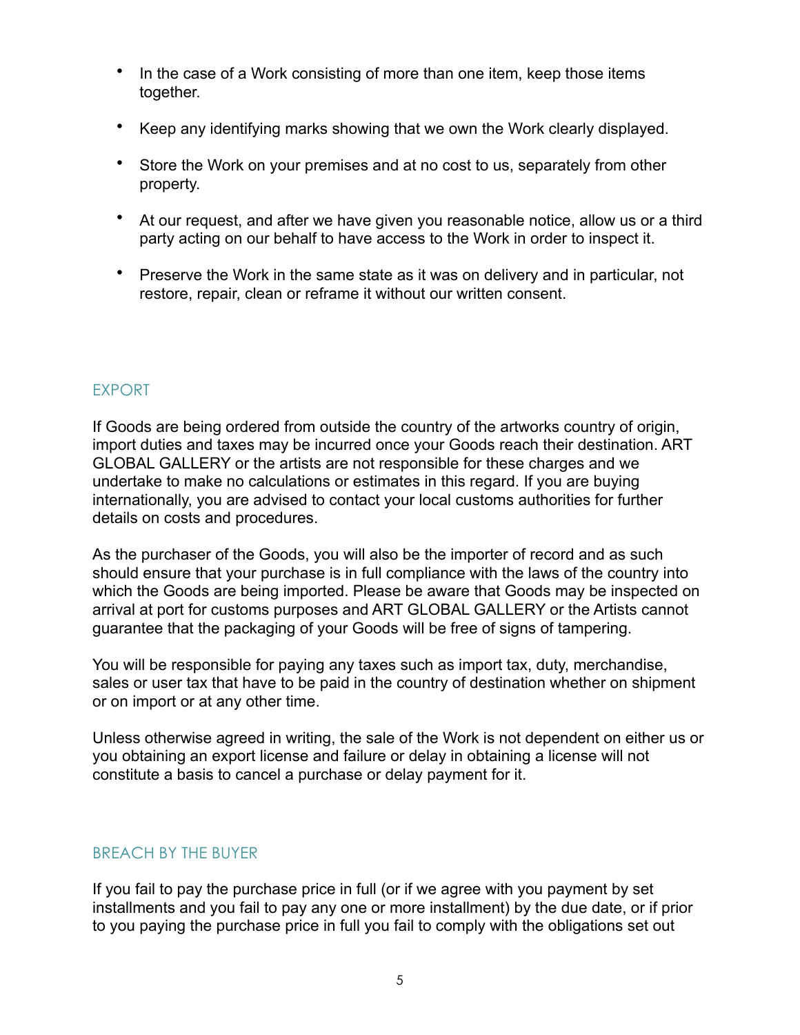- In the case of a Work consisting of more than one item, keep those items together.
- Keep any identifying marks showing that we own the Work clearly displayed.
- Store the Work on your premises and at no cost to us, separately from other property.
- At our request, and after we have given you reasonable notice, allow us or a third party acting on our behalf to have access to the Work in order to inspect it.
- Preserve the Work in the same state as it was on delivery and in particular, not restore, repair, clean or reframe it without our written consent.

## EXPORT

If Goods are being ordered from outside the country of the artworks country of origin, import duties and taxes may be incurred once your Goods reach their destination. ART GLOBAL GALLERY or the artists are not responsible for these charges and we undertake to make no calculations or estimates in this regard. If you are buying internationally, you are advised to contact your local customs authorities for further details on costs and procedures.

As the purchaser of the Goods, you will also be the importer of record and as such should ensure that your purchase is in full compliance with the laws of the country into which the Goods are being imported. Please be aware that Goods may be inspected on arrival at port for customs purposes and ART GLOBAL GALLERY or the Artists cannot guarantee that the packaging of your Goods will be free of signs of tampering.

You will be responsible for paying any taxes such as import tax, duty, merchandise, sales or user tax that have to be paid in the country of destination whether on shipment or on import or at any other time.

Unless otherwise agreed in writing, the sale of the Work is not dependent on either us or you obtaining an export license and failure or delay in obtaining a license will not constitute a basis to cancel a purchase or delay payment for it.

## BREACH BY THE BUYER

If you fail to pay the purchase price in full (or if we agree with you payment by set installments and you fail to pay any one or more installment) by the due date, or if prior to you paying the purchase price in full you fail to comply with the obligations set out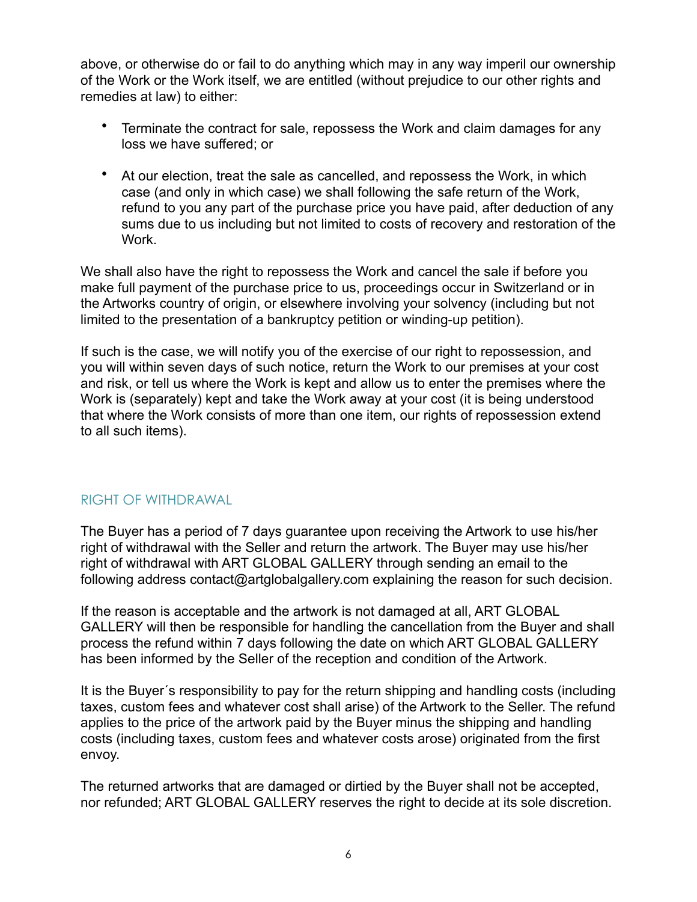above, or otherwise do or fail to do anything which may in any way imperil our ownership of the Work or the Work itself, we are entitled (without prejudice to our other rights and remedies at law) to either:

- Terminate the contract for sale, repossess the Work and claim damages for any loss we have suffered; or
- At our election, treat the sale as cancelled, and repossess the Work, in which case (and only in which case) we shall following the safe return of the Work, refund to you any part of the purchase price you have paid, after deduction of any sums due to us including but not limited to costs of recovery and restoration of the Work.

We shall also have the right to repossess the Work and cancel the sale if before you make full payment of the purchase price to us, proceedings occur in Switzerland or in the Artworks country of origin, or elsewhere involving your solvency (including but not limited to the presentation of a bankruptcy petition or winding-up petition).

If such is the case, we will notify you of the exercise of our right to repossession, and you will within seven days of such notice, return the Work to our premises at your cost and risk, or tell us where the Work is kept and allow us to enter the premises where the Work is (separately) kept and take the Work away at your cost (it is being understood that where the Work consists of more than one item, our rights of repossession extend to all such items).

## RIGHT OF WITHDRAWAL

The Buyer has a period of 7 days guarantee upon receiving the Artwork to use his/her right of withdrawal with the Seller and return the artwork. The Buyer may use his/her right of withdrawal with ART GLOBAL GALLERY through sending an email to the following address contact@artglobalgallery.com explaining the reason for such decision.

If the reason is acceptable and the artwork is not damaged at all, ART GLOBAL GALLERY will then be responsible for handling the cancellation from the Buyer and shall process the refund within 7 days following the date on which ART GLOBAL GALLERY has been informed by the Seller of the reception and condition of the Artwork.

It is the Buyer´s responsibility to pay for the return shipping and handling costs (including taxes, custom fees and whatever cost shall arise) of the Artwork to the Seller. The refund applies to the price of the artwork paid by the Buyer minus the shipping and handling costs (including taxes, custom fees and whatever costs arose) originated from the first envoy.

The returned artworks that are damaged or dirtied by the Buyer shall not be accepted, nor refunded; ART GLOBAL GALLERY reserves the right to decide at its sole discretion.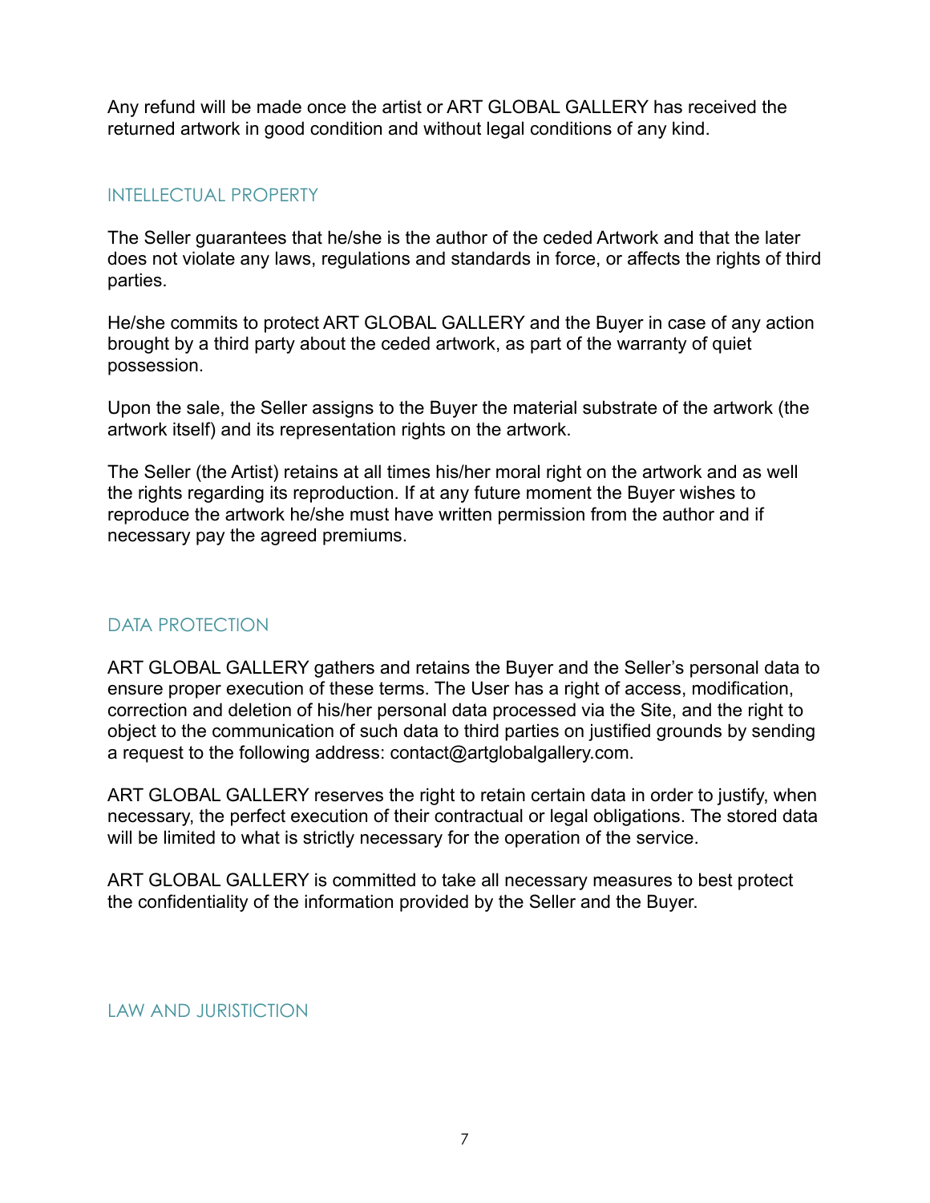Any refund will be made once the artist or ART GLOBAL GALLERY has received the returned artwork in good condition and without legal conditions of any kind.

## INTELLECTUAL PROPERTY

The Seller guarantees that he/she is the author of the ceded Artwork and that the later does not violate any laws, regulations and standards in force, or affects the rights of third parties.

He/she commits to protect ART GLOBAL GALLERY and the Buyer in case of any action brought by a third party about the ceded artwork, as part of the warranty of quiet possession.

Upon the sale, the Seller assigns to the Buyer the material substrate of the artwork (the artwork itself) and its representation rights on the artwork.

The Seller (the Artist) retains at all times his/her moral right on the artwork and as well the rights regarding its reproduction. If at any future moment the Buyer wishes to reproduce the artwork he/she must have written permission from the author and if necessary pay the agreed premiums.

## DATA PROTECTION

ART GLOBAL GALLERY gathers and retains the Buyer and the Seller's personal data to ensure proper execution of these terms. The User has a right of access, modification, correction and deletion of his/her personal data processed via the Site, and the right to object to the communication of such data to third parties on justified grounds by sending a request to the following address: contact@artglobalgallery.com.

ART GLOBAL GALLERY reserves the right to retain certain data in order to justify, when necessary, the perfect execution of their contractual or legal obligations. The stored data will be limited to what is strictly necessary for the operation of the service.

ART GLOBAL GALLERY is committed to take all necessary measures to best protect the confidentiality of the information provided by the Seller and the Buyer.

## LAW AND JURISTICTION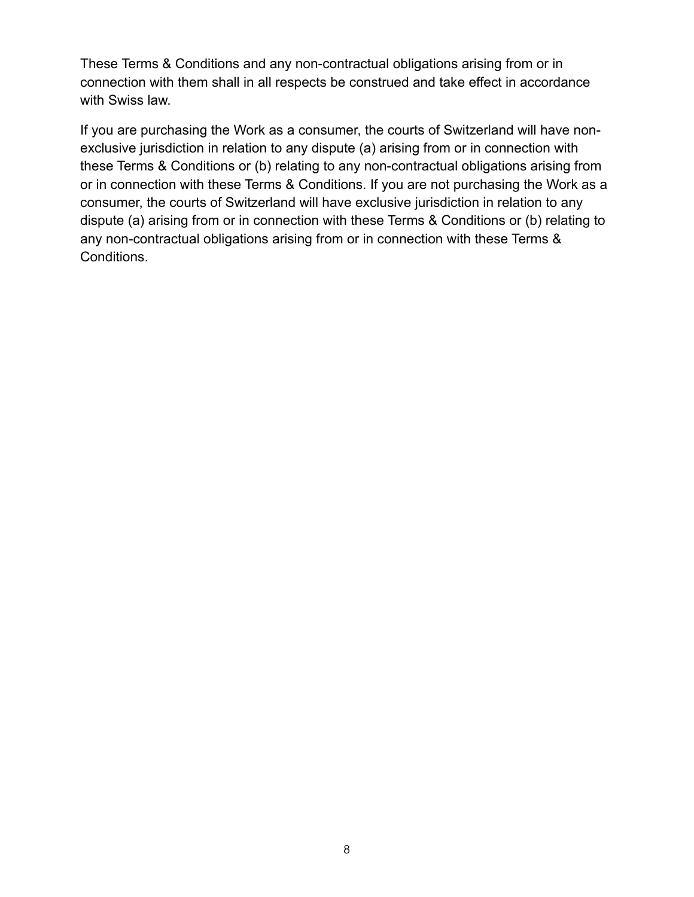These Terms & Conditions and any non-contractual obligations arising from or in connection with them shall in all respects be construed and take effect in accordance with Swiss law.

If you are purchasing the Work as a consumer, the courts of Switzerland will have non-exclusive jurisdiction in relation to any dispute (a) arising from or in connection with these Terms & Conditions or (b) relating to any non-contractual obligations arising from or in connection with these Terms & Conditions. If you are not purchasing the Work as a consumer, the courts of Switzerland will have exclusive jurisdiction in relation to any dispute (a) arising from or in connection with these Terms & Conditions or (b) relating to any non-contractual obligations arising from or in connection with these Terms & Conditions.